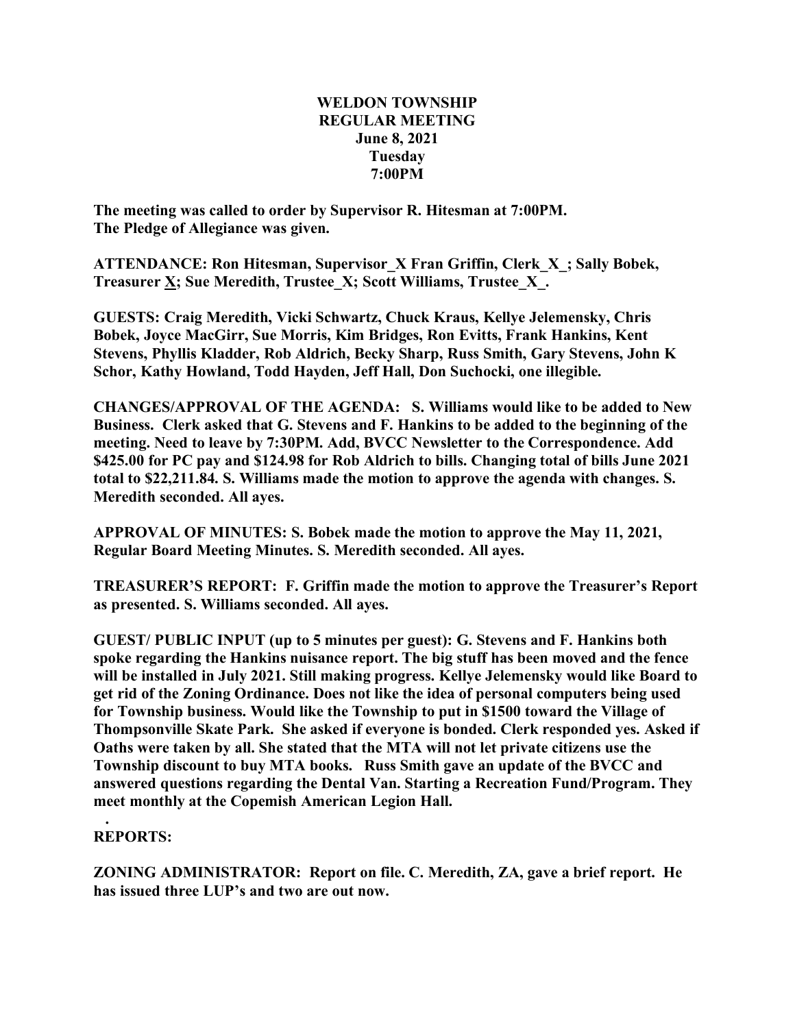**WELDON TOWNSHIP**
**REGULAR MEETING**
**June 8, 2021**
**Tuesday**
**7:00PM**

**The meeting was called to order by Supervisor R. Hitesman at 7:00PM.**
**The Pledge of Allegiance was given.**

**ATTENDANCE: Ron Hitesman, Supervisor_X Fran Griffin, Clerk_X_; Sally Bobek, Treasurer X; Sue Meredith, Trustee_X; Scott Williams, Trustee_X_.**

**GUESTS: Craig Meredith, Vicki Schwartz, Chuck Kraus, Kellye Jelemensky, Chris Bobek, Joyce MacGirr, Sue Morris, Kim Bridges, Ron Evitts, Frank Hankins, Kent Stevens, Phyllis Kladder, Rob Aldrich, Becky Sharp, Russ Smith, Gary Stevens, John K Schor, Kathy Howland, Todd Hayden, Jeff Hall, Don Suchocki, one illegible.**

**CHANGES/APPROVAL OF THE AGENDA: S. Williams would like to be added to New Business. Clerk asked that G. Stevens and F. Hankins to be added to the beginning of the meeting. Need to leave by 7:30PM. Add, BVCC Newsletter to the Correspondence. Add $425.00 for PC pay and $124.98 for Rob Aldrich to bills. Changing total of bills June 2021 total to $22,211.84. S. Williams made the motion to approve the agenda with changes. S. Meredith seconded. All ayes.**

**APPROVAL OF MINUTES: S. Bobek made the motion to approve the May 11, 2021, Regular Board Meeting Minutes. S. Meredith seconded. All ayes.**

**TREASURER'S REPORT: F. Griffin made the motion to approve the Treasurer's Report as presented. S. Williams seconded. All ayes.**

**GUEST/ PUBLIC INPUT (up to 5 minutes per guest): G. Stevens and F. Hankins both spoke regarding the Hankins nuisance report. The big stuff has been moved and the fence will be installed in July 2021. Still making progress. Kellye Jelemensky would like Board to get rid of the Zoning Ordinance. Does not like the idea of personal computers being used for Township business. Would like the Township to put in $1500 toward the Village of Thompsonville Skate Park. She asked if everyone is bonded. Clerk responded yes. Asked if Oaths were taken by all. She stated that the MTA will not let private citizens use the Township discount to buy MTA books. Russ Smith gave an update of the BVCC and answered questions regarding the Dental Van. Starting a Recreation Fund/Program. They meet monthly at the Copemish American Legion Hall.**

**REPORTS:**

**ZONING ADMINISTRATOR: Report on file. C. Meredith, ZA, gave a brief report. He has issued three LUP's and two are out now.**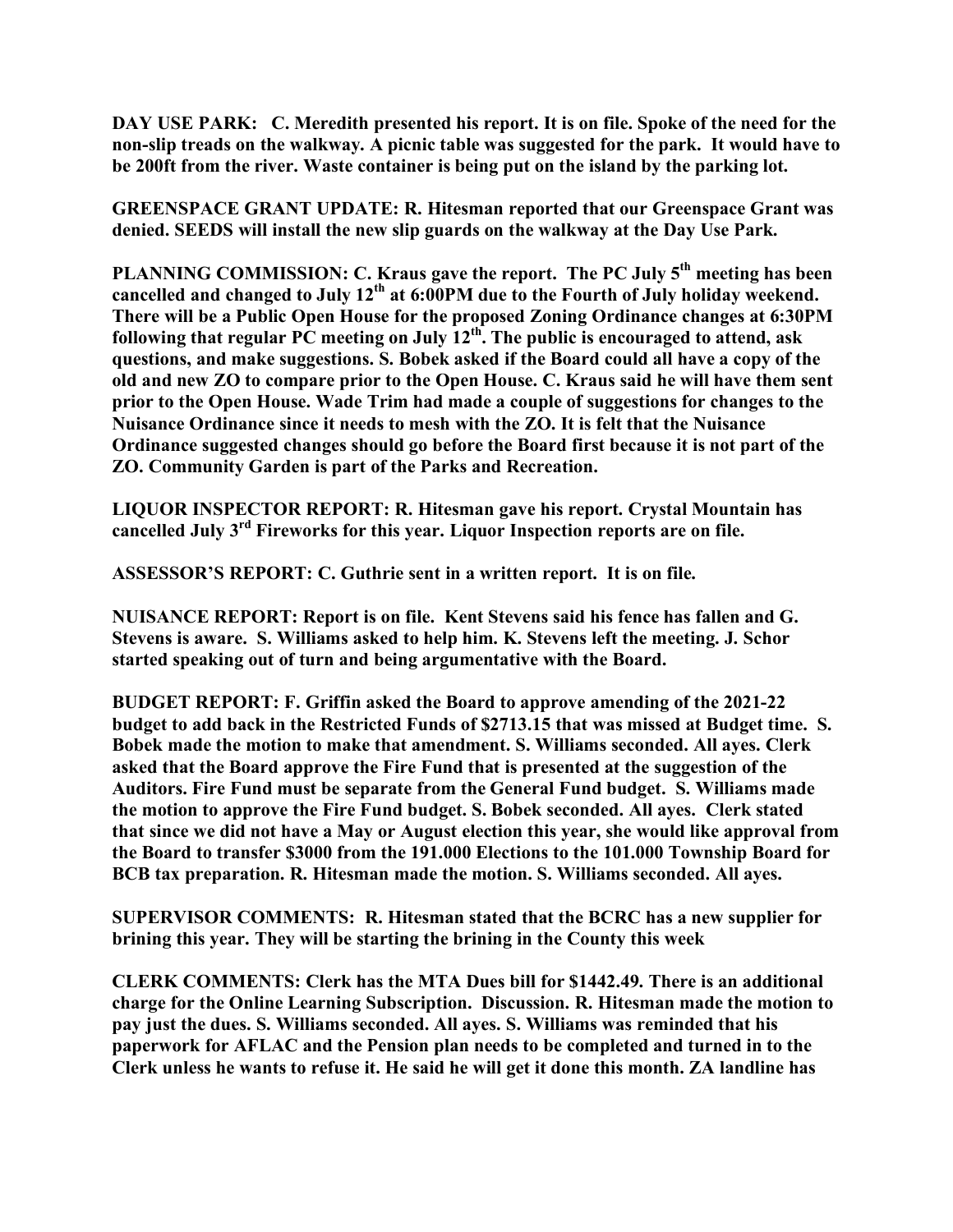**DAY USE PARK: C. Meredith presented his report. It is on file. Spoke of the need for the non-slip treads on the walkway. A picnic table was suggested for the park. It would have to be 200ft from the river. Waste container is being put on the island by the parking lot.**

**GREENSPACE GRANT UPDATE: R. Hitesman reported that our Greenspace Grant was denied. SEEDS will install the new slip guards on the walkway at the Day Use Park.**

**PLANNING COMMISSION: C. Kraus gave the report. The PC July 5th meeting has been cancelled and changed to July 12th at 6:00PM due to the Fourth of July holiday weekend. There will be a Public Open House for the proposed Zoning Ordinance changes at 6:30PM following that regular PC meeting on July 12th. The public is encouraged to attend, ask questions, and make suggestions. S. Bobek asked if the Board could all have a copy of the old and new ZO to compare prior to the Open House. C. Kraus said he will have them sent prior to the Open House. Wade Trim had made a couple of suggestions for changes to the Nuisance Ordinance since it needs to mesh with the ZO. It is felt that the Nuisance Ordinance suggested changes should go before the Board first because it is not part of the ZO. Community Garden is part of the Parks and Recreation.**

**LIQUOR INSPECTOR REPORT: R. Hitesman gave his report. Crystal Mountain has cancelled July 3rd Fireworks for this year. Liquor Inspection reports are on file.**

**ASSESSOR'S REPORT: C. Guthrie sent in a written report. It is on file.**

**NUISANCE REPORT: Report is on file. Kent Stevens said his fence has fallen and G. Stevens is aware. S. Williams asked to help him. K. Stevens left the meeting. J. Schor started speaking out of turn and being argumentative with the Board.**

**BUDGET REPORT: F. Griffin asked the Board to approve amending of the 2021-22 budget to add back in the Restricted Funds of $2713.15 that was missed at Budget time. S. Bobek made the motion to make that amendment. S. Williams seconded. All ayes. Clerk asked that the Board approve the Fire Fund that is presented at the suggestion of the Auditors. Fire Fund must be separate from the General Fund budget. S. Williams made the motion to approve the Fire Fund budget. S. Bobek seconded. All ayes. Clerk stated that since we did not have a May or August election this year, she would like approval from the Board to transfer $3000 from the 191.000 Elections to the 101.000 Township Board for BCB tax preparation. R. Hitesman made the motion. S. Williams seconded. All ayes.**

**SUPERVISOR COMMENTS: R. Hitesman stated that the BCRC has a new supplier for brining this year. They will be starting the brining in the County this week**

**CLERK COMMENTS: Clerk has the MTA Dues bill for $1442.49. There is an additional charge for the Online Learning Subscription. Discussion. R. Hitesman made the motion to pay just the dues. S. Williams seconded. All ayes. S. Williams was reminded that his paperwork for AFLAC and the Pension plan needs to be completed and turned in to the Clerk unless he wants to refuse it. He said he will get it done this month. ZA landline has**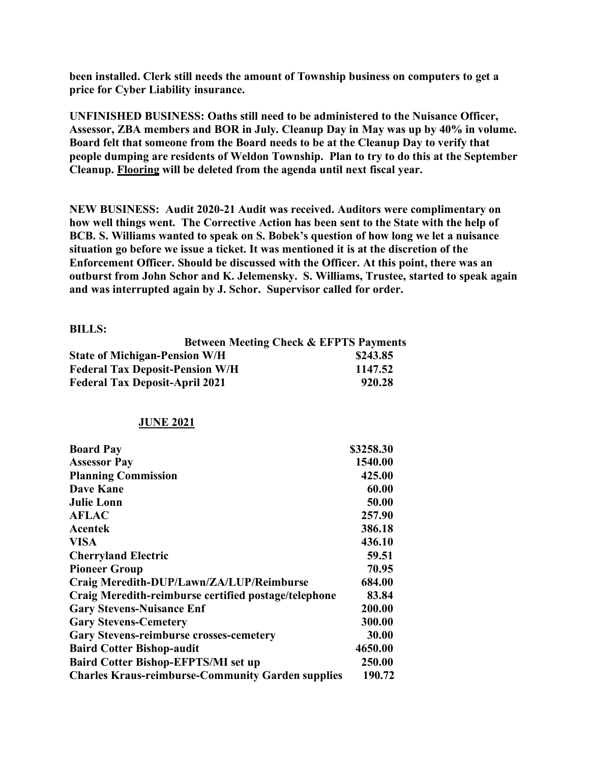**been installed. Clerk still needs the amount of Township business on computers to get a price for Cyber Liability insurance.**

**UNFINISHED BUSINESS: Oaths still need to be administered to the Nuisance Officer, Assessor, ZBA members and BOR in July. Cleanup Day in May was up by 40% in volume. Board felt that someone from the Board needs to be at the Cleanup Day to verify that people dumping are residents of Weldon Township. Plan to try to do this at the September Cleanup. <u>Flooring</u> will be deleted from the agenda until next fiscal year.**

**NEW BUSINESS: Audit 2020-21 Audit was received. Auditors were complimentary on how well things went. The Corrective Action has been sent to the State with the help of BCB. S. Williams wanted to speak on S. Bobek's question of how long we let a nuisance situation go before we issue a ticket. It was mentioned it is at the discretion of the Enforcement Officer. Should be discussed with the Officer. At this point, there was an outburst from John Schor and K. Jelemensky. S. Williams, Trustee, started to speak again and was interrupted again by J. Schor. Supervisor called for order.**

**BILLS:**

| **Between Meeting Check & EFPTS Payments** | |
|---|---|
| **State of Michigan-Pension W/H** | **$243.85** |
| **Federal Tax Deposit-Pension W/H** | **1147.52** |
| **Federal Tax Deposit-April 2021** | **920.28** |

**<u>JUNE 2021</u>**

| | |
|---|---|
| **Board Pay** | **$3258.30** |
| **Assessor Pay** | **1540.00** |
| **Planning Commission** | **425.00** |
| **Dave Kane** | **60.00** |
| **Julie Lonn** | **50.00** |
| **AFLAC** | **257.90** |
| **Acentek** | **386.18** |
| **VISA** | **436.10** |
| **Cherryland Electric** | **59.51** |
| **Pioneer Group** | **70.95** |
| **Craig Meredith-DUP/Lawn/ZA/LUP/Reimburse** | **684.00** |
| **Craig Meredith-reimburse certified postage/telephone** | **83.84** |
| **Gary Stevens-Nuisance Enf** | **200.00** |
| **Gary Stevens-Cemetery** | **300.00** |
| **Gary Stevens-reimburse crosses-cemetery** | **30.00** |
| **Baird Cotter Bishop-audit** | **4650.00** |
| **Baird Cotter Bishop-EFPTS/MI set up** | **250.00** |
| **Charles Kraus-reimburse-Community Garden supplies** | **190.72** |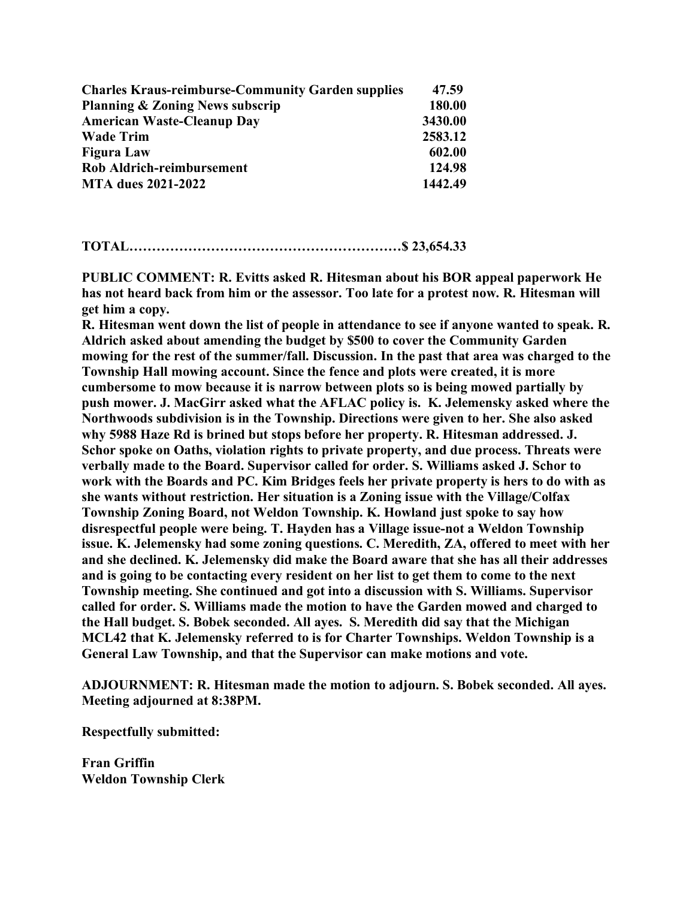| | |
|---|---|
| **Charles Kraus-reimburse-Community Garden supplies** | **47.59** |
| **Planning & Zoning News subscrip** | **180.00** |
| **American Waste-Cleanup Day** | **3430.00** |
| **Wade Trim** | **2583.12** |
| **Figura Law** | **602.00** |
| **Rob Aldrich-reimbursement** | **124.98** |
| **MTA dues 2021-2022** | **1442.49** |

**TOTAL……………………………………………………$ 23,654.33**

**PUBLIC COMMENT: R. Evitts asked R. Hitesman about his BOR appeal paperwork He has not heard back from him or the assessor. Too late for a protest now. R. Hitesman will get him a copy.**

**R. Hitesman went down the list of people in attendance to see if anyone wanted to speak. R. Aldrich asked about amending the budget by $500 to cover the Community Garden mowing for the rest of the summer/fall. Discussion. In the past that area was charged to the Township Hall mowing account. Since the fence and plots were created, it is more cumbersome to mow because it is narrow between plots so is being mowed partially by push mower. J. MacGirr asked what the AFLAC policy is. K. Jelemensky asked where the Northwoods subdivision is in the Township. Directions were given to her. She also asked why 5988 Haze Rd is brined but stops before her property. R. Hitesman addressed. J. Schor spoke on Oaths, violation rights to private property, and due process. Threats were verbally made to the Board. Supervisor called for order. S. Williams asked J. Schor to work with the Boards and PC. Kim Bridges feels her private property is hers to do with as she wants without restriction. Her situation is a Zoning issue with the Village/Colfax Township Zoning Board, not Weldon Township. K. Howland just spoke to say how disrespectful people were being. T. Hayden has a Village issue-not a Weldon Township issue. K. Jelemensky had some zoning questions. C. Meredith, ZA, offered to meet with her and she declined. K. Jelemensky did make the Board aware that she has all their addresses and is going to be contacting every resident on her list to get them to come to the next Township meeting. She continued and got into a discussion with S. Williams. Supervisor called for order. S. Williams made the motion to have the Garden mowed and charged to the Hall budget. S. Bobek seconded. All ayes. S. Meredith did say that the Michigan MCL42 that K. Jelemensky referred to is for Charter Townships. Weldon Township is a General Law Township, and that the Supervisor can make motions and vote.**

**ADJOURNMENT: R. Hitesman made the motion to adjourn. S. Bobek seconded. All ayes. Meeting adjourned at 8:38PM.**

**Respectfully submitted:**

**Fran Griffin**
**Weldon Township Clerk**